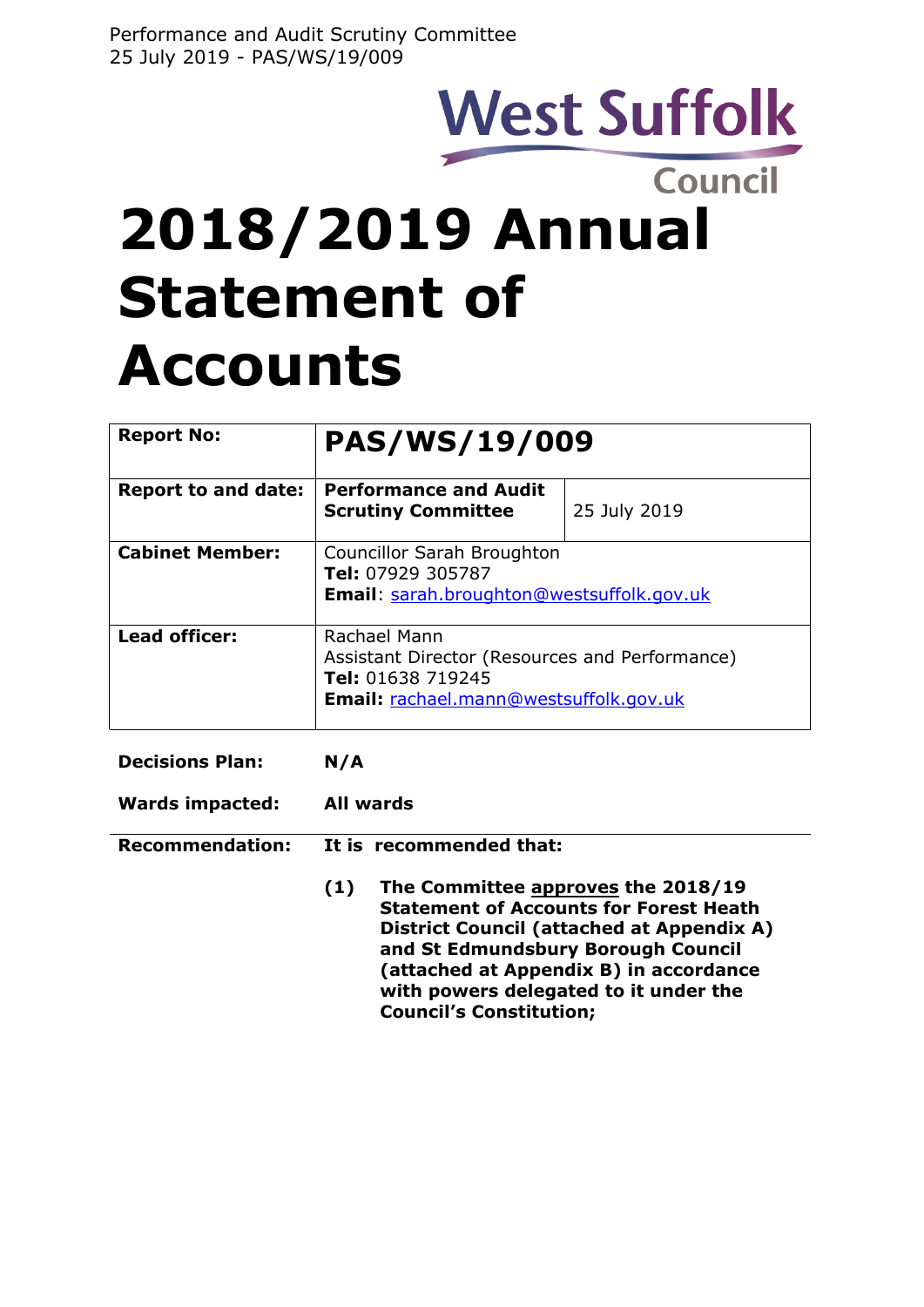West Suffolk Council

# 2018/2019 Annual Statement of Accounts

| Report No: | PAS/WS/19/009 | |
|---|---|---|
| Report to and date: | **Performance and Audit Scrutiny Committee** | 25 July 2019 |
| Cabinet Member: | Councillor Sarah Broughton<br>**Tel:** 07929 305787<br>**Email**: sarah.broughton@westsuffolk.gov.uk | |
| Lead officer: | Rachael Mann<br>Assistant Director (Resources and Performance)<br>**Tel:** 01638 719245<br>**Email:** rachael.mann@westsuffolk.gov.uk | |

**Decisions Plan:** **N/A**

**Wards impacted:** **All wards**

**Recommendation:** **It is recommended that:**

**(1) The Committee approves the 2018/19 Statement of Accounts for Forest Heath District Council (attached at Appendix A) and St Edmundsbury Borough Council (attached at Appendix B) in accordance with powers delegated to it under the Council's Constitution;**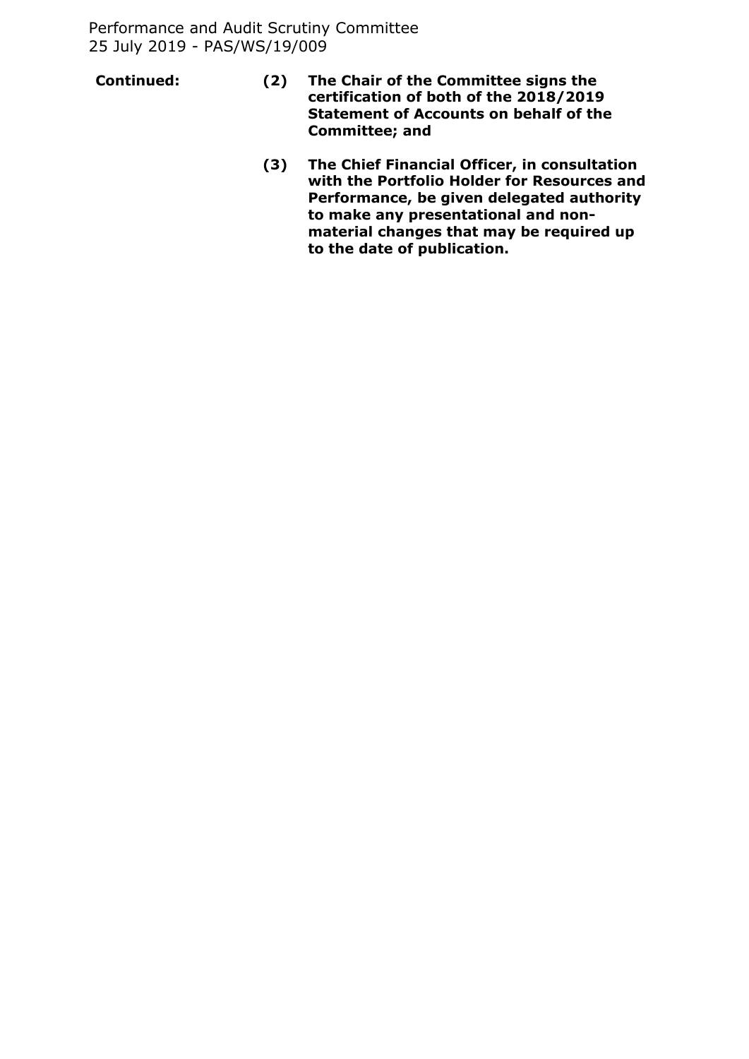**Continued:**

**(2) The Chair of the Committee signs the certification of both of the 2018/2019 Statement of Accounts on behalf of the Committee; and**

**(3) The Chief Financial Officer, in consultation with the Portfolio Holder for Resources and Performance, be given delegated authority to make any presentational and non-material changes that may be required up to the date of publication.**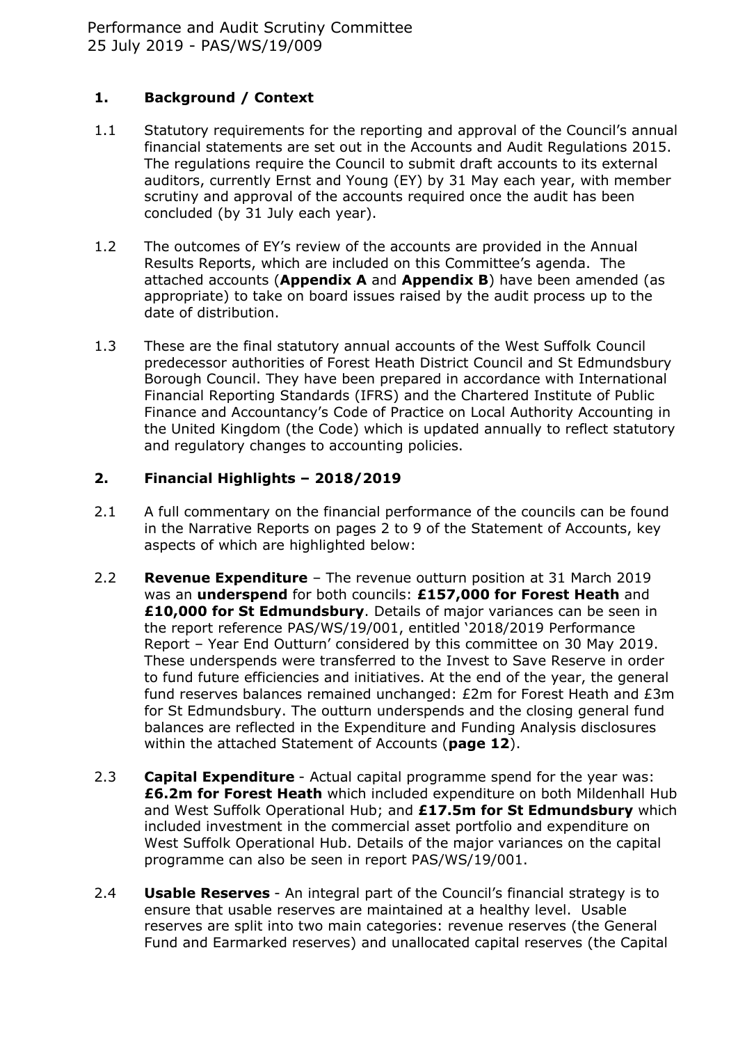## 1. Background / Context

1.1 Statutory requirements for the reporting and approval of the Council's annual financial statements are set out in the Accounts and Audit Regulations 2015. The regulations require the Council to submit draft accounts to its external auditors, currently Ernst and Young (EY) by 31 May each year, with member scrutiny and approval of the accounts required once the audit has been concluded (by 31 July each year).

1.2 The outcomes of EY's review of the accounts are provided in the Annual Results Reports, which are included on this Committee's agenda. The attached accounts (**Appendix A** and **Appendix B**) have been amended (as appropriate) to take on board issues raised by the audit process up to the date of distribution.

1.3 These are the final statutory annual accounts of the West Suffolk Council predecessor authorities of Forest Heath District Council and St Edmundsbury Borough Council. They have been prepared in accordance with International Financial Reporting Standards (IFRS) and the Chartered Institute of Public Finance and Accountancy's Code of Practice on Local Authority Accounting in the United Kingdom (the Code) which is updated annually to reflect statutory and regulatory changes to accounting policies.

## 2. Financial Highlights – 2018/2019

2.1 A full commentary on the financial performance of the councils can be found in the Narrative Reports on pages 2 to 9 of the Statement of Accounts, key aspects of which are highlighted below:

2.2 **Revenue Expenditure** – The revenue outturn position at 31 March 2019 was an **underspend** for both councils: **£157,000 for Forest Heath** and **£10,000 for St Edmundsbury**. Details of major variances can be seen in the report reference PAS/WS/19/001, entitled '2018/2019 Performance Report – Year End Outturn' considered by this committee on 30 May 2019. These underspends were transferred to the Invest to Save Reserve in order to fund future efficiencies and initiatives. At the end of the year, the general fund reserves balances remained unchanged: £2m for Forest Heath and £3m for St Edmundsbury. The outturn underspends and the closing general fund balances are reflected in the Expenditure and Funding Analysis disclosures within the attached Statement of Accounts (**page 12**).

2.3 **Capital Expenditure** - Actual capital programme spend for the year was: **£6.2m for Forest Heath** which included expenditure on both Mildenhall Hub and West Suffolk Operational Hub; and **£17.5m for St Edmundsbury** which included investment in the commercial asset portfolio and expenditure on West Suffolk Operational Hub. Details of the major variances on the capital programme can also be seen in report PAS/WS/19/001.

2.4 **Usable Reserves** - An integral part of the Council's financial strategy is to ensure that usable reserves are maintained at a healthy level. Usable reserves are split into two main categories: revenue reserves (the General Fund and Earmarked reserves) and unallocated capital reserves (the Capital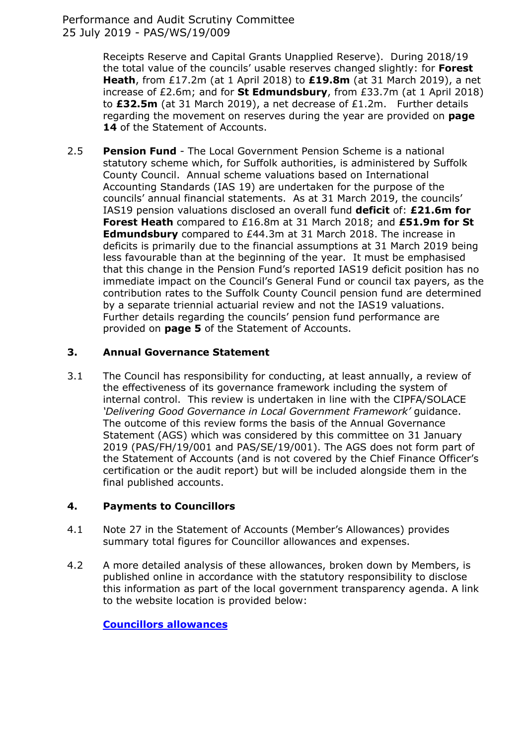Receipts Reserve and Capital Grants Unapplied Reserve). During 2018/19 the total value of the councils' usable reserves changed slightly: for **Forest Heath**, from £17.2m (at 1 April 2018) to **£19.8m** (at 31 March 2019), a net increase of £2.6m; and for **St Edmundsbury**, from £33.7m (at 1 April 2018) to **£32.5m** (at 31 March 2019), a net decrease of £1.2m. Further details regarding the movement on reserves during the year are provided on **page 14** of the Statement of Accounts.

2.5 **Pension Fund** - The Local Government Pension Scheme is a national statutory scheme which, for Suffolk authorities, is administered by Suffolk County Council. Annual scheme valuations based on International Accounting Standards (IAS 19) are undertaken for the purpose of the councils' annual financial statements. As at 31 March 2019, the councils' IAS19 pension valuations disclosed an overall fund **deficit** of: **£21.6m for Forest Heath** compared to £16.8m at 31 March 2018; and **£51.9m for St Edmundsbury** compared to £44.3m at 31 March 2018. The increase in deficits is primarily due to the financial assumptions at 31 March 2019 being less favourable than at the beginning of the year. It must be emphasised that this change in the Pension Fund's reported IAS19 deficit position has no immediate impact on the Council's General Fund or council tax payers, as the contribution rates to the Suffolk County Council pension fund are determined by a separate triennial actuarial review and not the IAS19 valuations. Further details regarding the councils' pension fund performance are provided on **page 5** of the Statement of Accounts.

## 3. Annual Governance Statement

3.1 The Council has responsibility for conducting, at least annually, a review of the effectiveness of its governance framework including the system of internal control. This review is undertaken in line with the CIPFA/SOLACE *'Delivering Good Governance in Local Government Framework'* guidance. The outcome of this review forms the basis of the Annual Governance Statement (AGS) which was considered by this committee on 31 January 2019 (PAS/FH/19/001 and PAS/SE/19/001). The AGS does not form part of the Statement of Accounts (and is not covered by the Chief Finance Officer's certification or the audit report) but will be included alongside them in the final published accounts.

## 4. Payments to Councillors

4.1 Note 27 in the Statement of Accounts (Member's Allowances) provides summary total figures for Councillor allowances and expenses.

4.2 A more detailed analysis of these allowances, broken down by Members, is published online in accordance with the statutory responsibility to disclose this information as part of the local government transparency agenda. A link to the website location is provided below:

**Councillors allowances**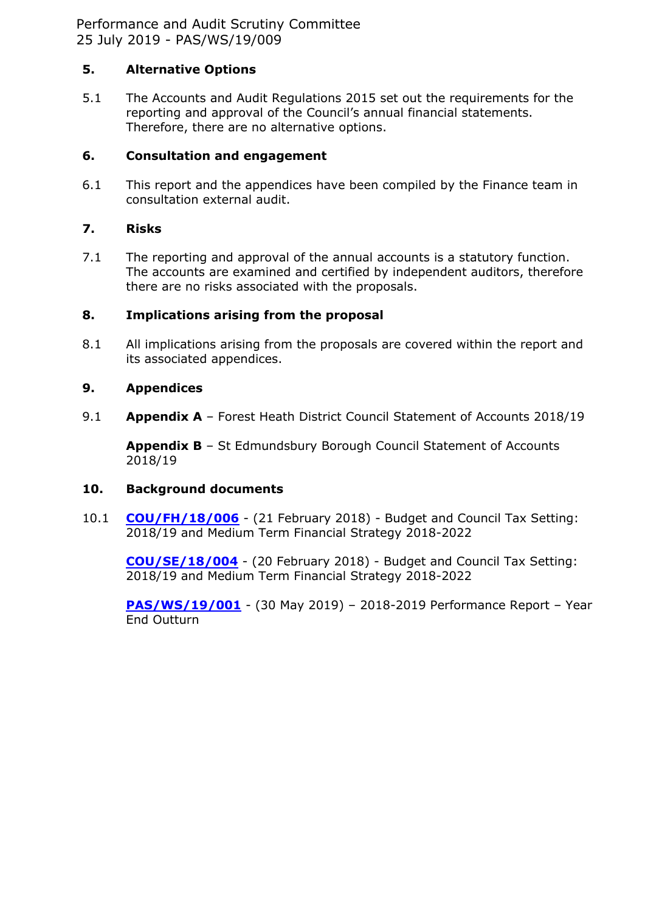## 5. Alternative Options

5.1 The Accounts and Audit Regulations 2015 set out the requirements for the reporting and approval of the Council's annual financial statements. Therefore, there are no alternative options.

## 6. Consultation and engagement

6.1 This report and the appendices have been compiled by the Finance team in consultation external audit.

## 7. Risks

7.1 The reporting and approval of the annual accounts is a statutory function. The accounts are examined and certified by independent auditors, therefore there are no risks associated with the proposals.

## 8. Implications arising from the proposal

8.1 All implications arising from the proposals are covered within the report and its associated appendices.

## 9. Appendices

9.1 **Appendix A** – Forest Heath District Council Statement of Accounts 2018/19

**Appendix B** – St Edmundsbury Borough Council Statement of Accounts 2018/19

## 10. Background documents

10.1 **COU/FH/18/006** - (21 February 2018) - Budget and Council Tax Setting: 2018/19 and Medium Term Financial Strategy 2018-2022

**COU/SE/18/004** - (20 February 2018) - Budget and Council Tax Setting: 2018/19 and Medium Term Financial Strategy 2018-2022

**PAS/WS/19/001** - (30 May 2019) – 2018-2019 Performance Report – Year End Outturn